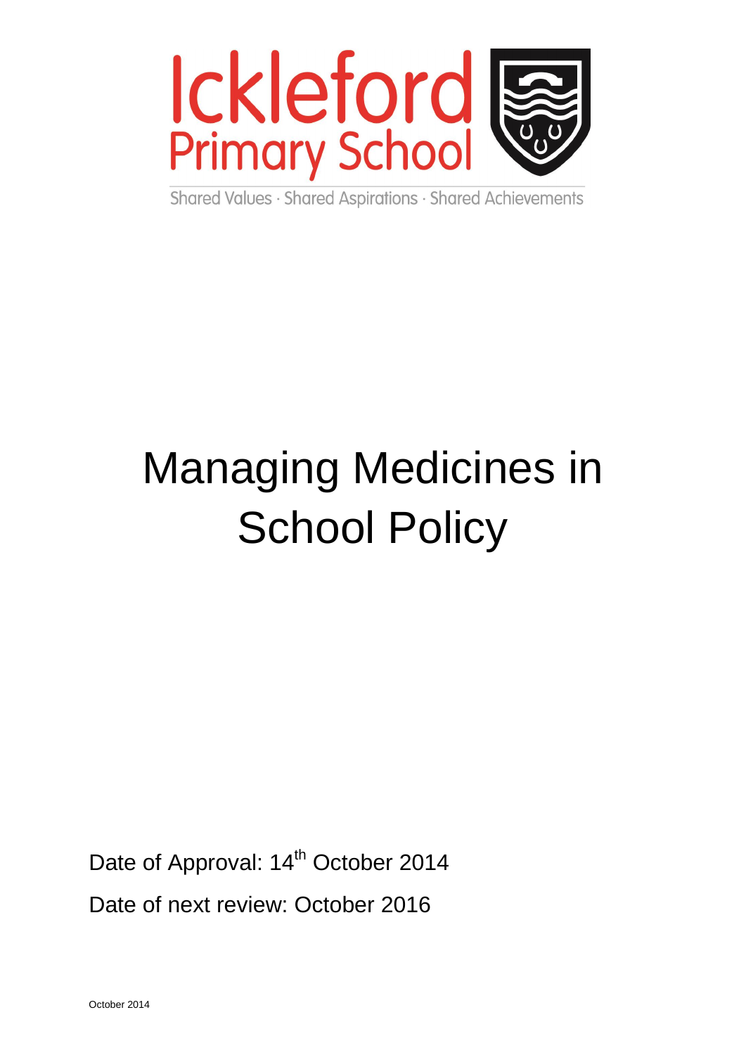Ickleford Primary School

Shared Values · Shared Aspirations · Shared Achievements

# Managing Medicines in School Policy

Date of Approval: 14th October 2014

Date of next review: October 2016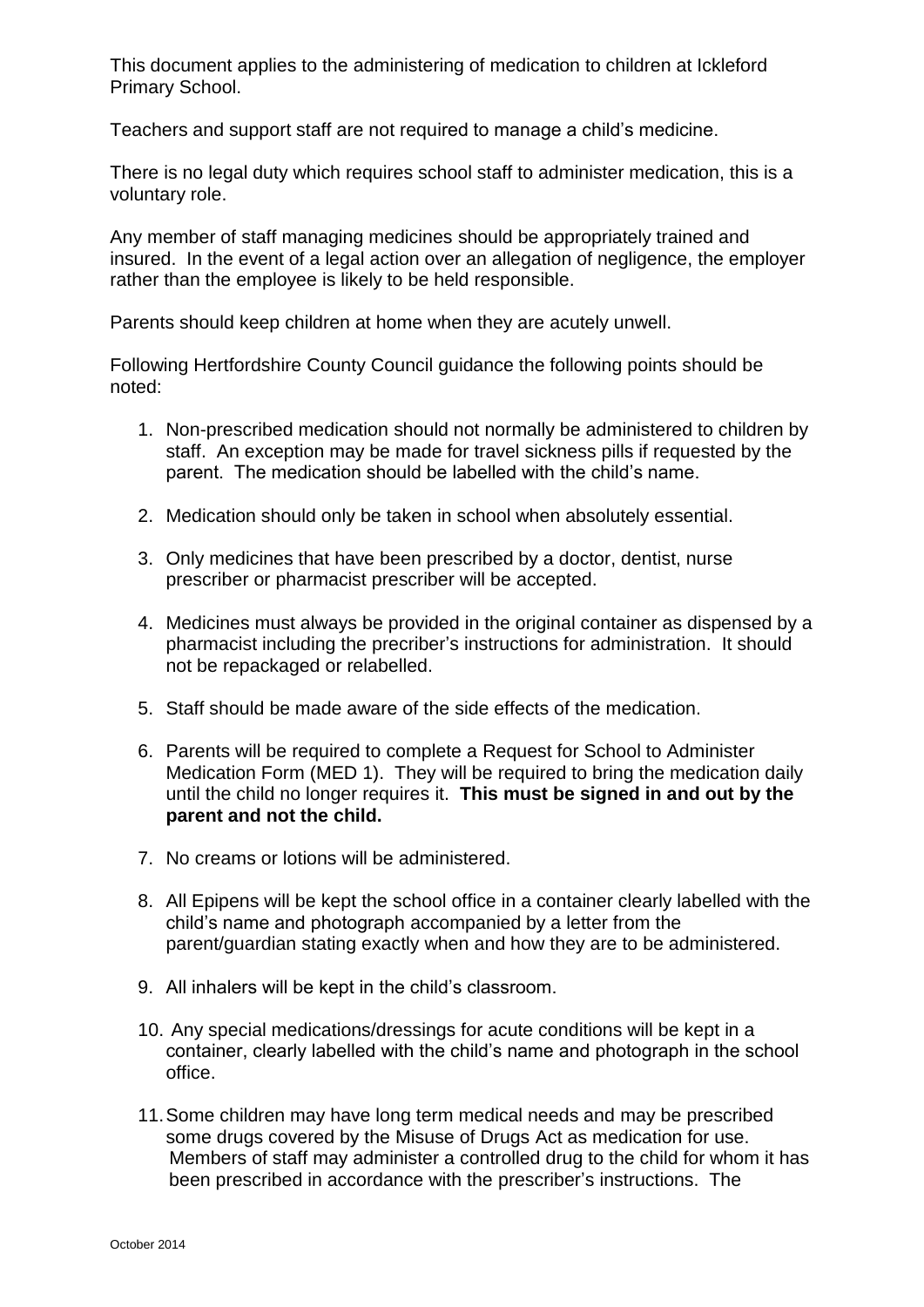This document applies to the administering of medication to children at Ickleford Primary School.

Teachers and support staff are not required to manage a child's medicine.

There is no legal duty which requires school staff to administer medication, this is a voluntary role.

Any member of staff managing medicines should be appropriately trained and insured. In the event of a legal action over an allegation of negligence, the employer rather than the employee is likely to be held responsible.

Parents should keep children at home when they are acutely unwell.

Following Hertfordshire County Council guidance the following points should be noted:

1. Non-prescribed medication should not normally be administered to children by staff. An exception may be made for travel sickness pills if requested by the parent. The medication should be labelled with the child's name.

2. Medication should only be taken in school when absolutely essential.

3. Only medicines that have been prescribed by a doctor, dentist, nurse prescriber or pharmacist prescriber will be accepted.

4. Medicines must always be provided in the original container as dispensed by a pharmacist including the precriber's instructions for administration. It should not be repackaged or relabelled.

5. Staff should be made aware of the side effects of the medication.

6. Parents will be required to complete a Request for School to Administer Medication Form (MED 1). They will be required to bring the medication daily until the child no longer requires it. **This must be signed in and out by the parent and not the child.**

7. No creams or lotions will be administered.

8. All Epipens will be kept the school office in a container clearly labelled with the child's name and photograph accompanied by a letter from the parent/guardian stating exactly when and how they are to be administered.

9. All inhalers will be kept in the child's classroom.

10. Any special medications/dressings for acute conditions will be kept in a container, clearly labelled with the child's name and photograph in the school office.

11. Some children may have long term medical needs and may be prescribed some drugs covered by the Misuse of Drugs Act as medication for use. Members of staff may administer a controlled drug to the child for whom it has been prescribed in accordance with the prescriber's instructions. The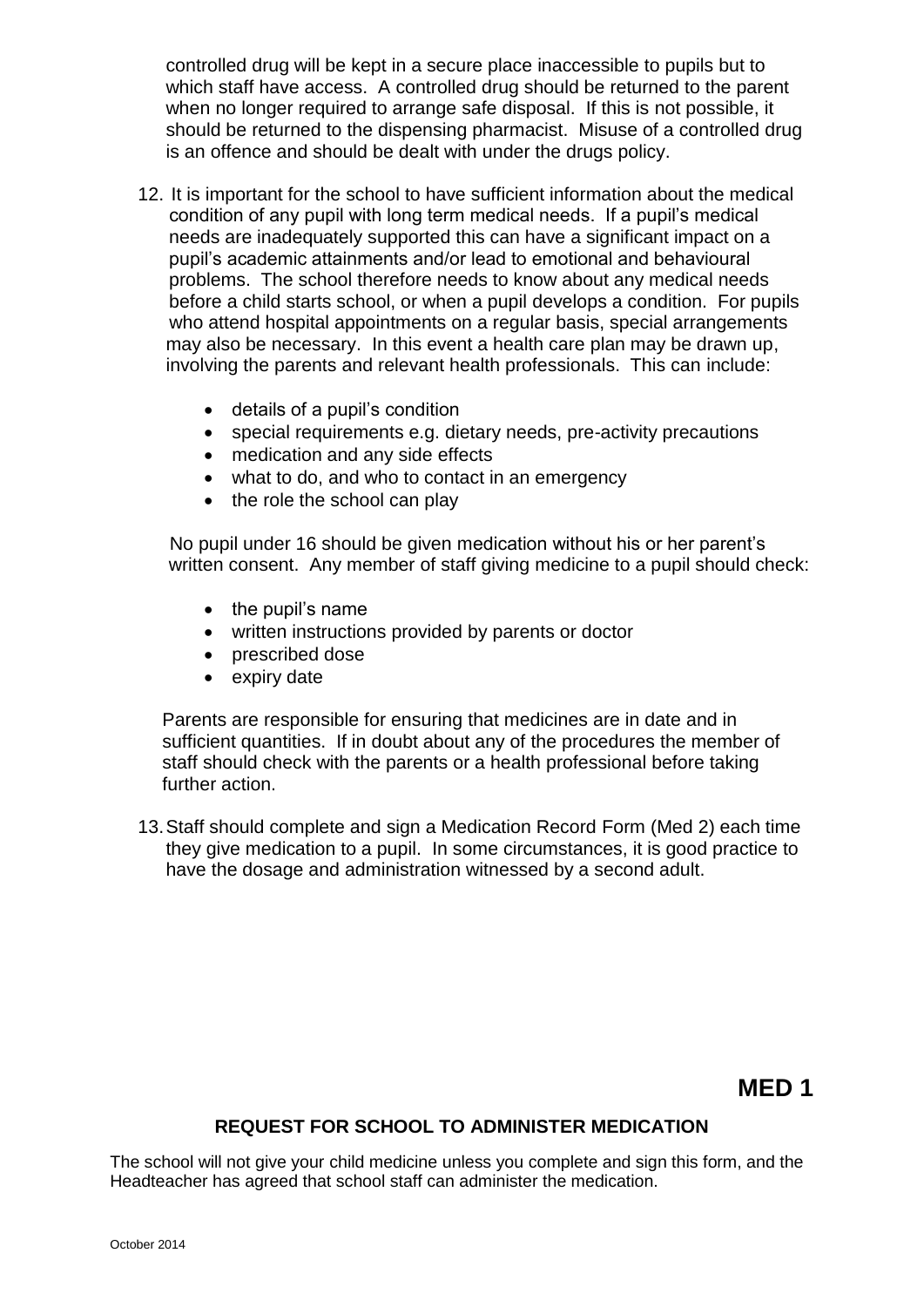controlled drug will be kept in a secure place inaccessible to pupils but to which staff have access. A controlled drug should be returned to the parent when no longer required to arrange safe disposal. If this is not possible, it should be returned to the dispensing pharmacist. Misuse of a controlled drug is an offence and should be dealt with under the drugs policy.

12. It is important for the school to have sufficient information about the medical condition of any pupil with long term medical needs. If a pupil's medical needs are inadequately supported this can have a significant impact on a pupil's academic attainments and/or lead to emotional and behavioural problems. The school therefore needs to know about any medical needs before a child starts school, or when a pupil develops a condition. For pupils who attend hospital appointments on a regular basis, special arrangements may also be necessary. In this event a health care plan may be drawn up, involving the parents and relevant health professionals. This can include:

    - details of a pupil's condition
    - special requirements e.g. dietary needs, pre-activity precautions
    - medication and any side effects
    - what to do, and who to contact in an emergency
    - the role the school can play

    No pupil under 16 should be given medication without his or her parent's written consent. Any member of staff giving medicine to a pupil should check:

    - the pupil's name
    - written instructions provided by parents or doctor
    - prescribed dose
    - expiry date

    Parents are responsible for ensuring that medicines are in date and in sufficient quantities. If in doubt about any of the procedures the member of staff should check with the parents or a health professional before taking further action.

13. Staff should complete and sign a Medication Record Form (Med 2) each time they give medication to a pupil. In some circumstances, it is good practice to have the dosage and administration witnessed by a second adult.

**MED 1**

## REQUEST FOR SCHOOL TO ADMINISTER MEDICATION

The school will not give your child medicine unless you complete and sign this form, and the Headteacher has agreed that school staff can administer the medication.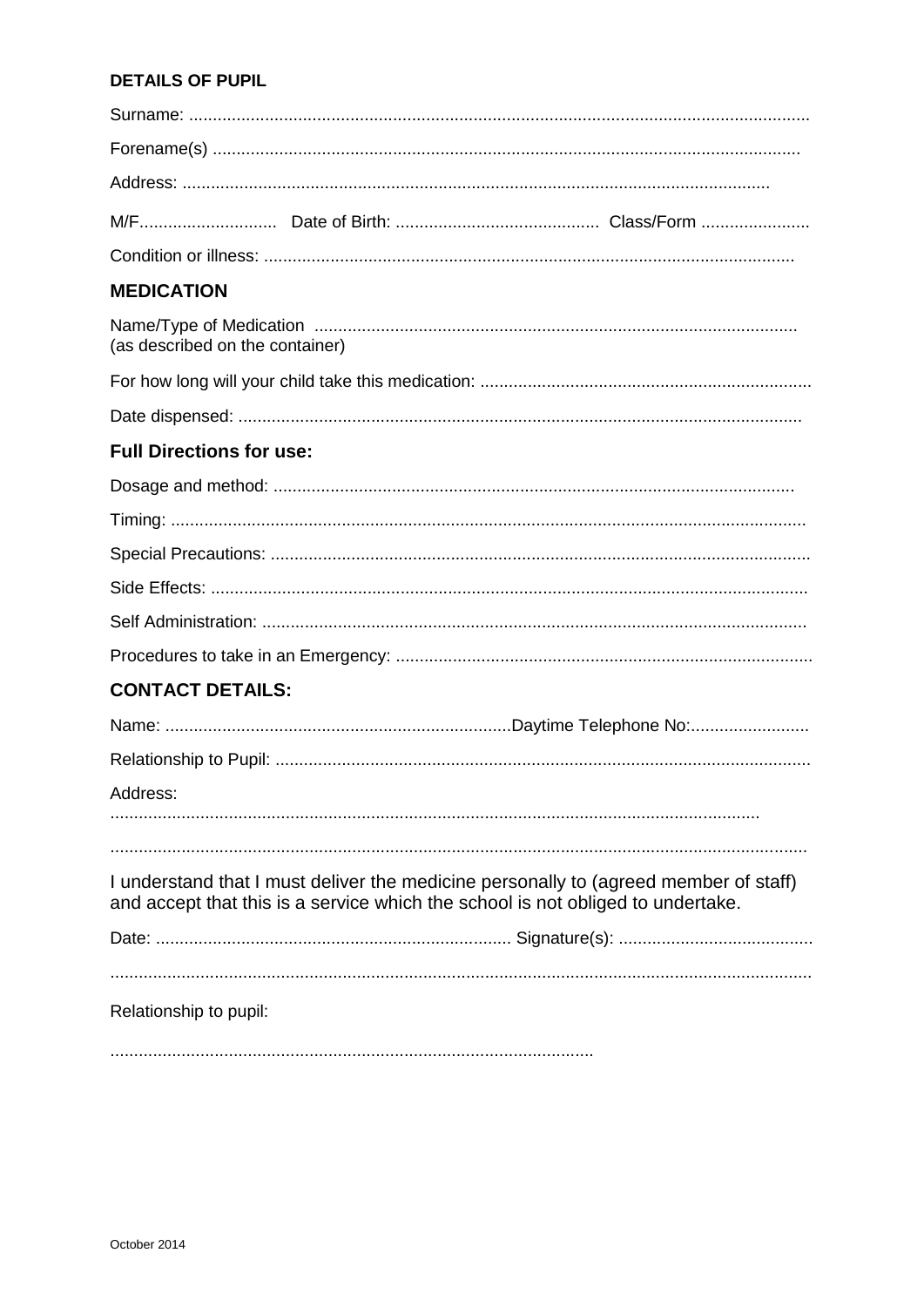**DETAILS OF PUPIL**

Surname: ..................................................................................................................................

Forename(s) ...........................................................................................................................

Address: ...........................................................................................................................

M/F............................. Date of Birth: ........................................... Class/Form .......................

Condition or illness: ...............................................................................................................

## MEDICATION

Name/Type of Medication .....................................................................................................
(as described on the container)

For how long will your child take this medication: .....................................................................

Date dispensed: .....................................................................................................................

## Full Directions for use:

Dosage and method: .............................................................................................................

Timing: .....................................................................................................................................

Special Precautions: .................................................................................................................

Side Effects: .............................................................................................................................

Self Administration: ..................................................................................................................

Procedures to take in an Emergency: .......................................................................................

## CONTACT DETAILS:

Name: .........................................................................Daytime Telephone No:.........................

Relationship to Pupil: ................................................................................................................

Address:
.......................................................................................................................................

...................................................................................................................................................

I understand that I must deliver the medicine personally to (agreed member of staff) and accept that this is a service which the school is not obliged to undertake.

Date: ........................................................................... Signature(s): .........................................

...................................................................................................................................................

Relationship to pupil:

.....................................................................................................

October 2014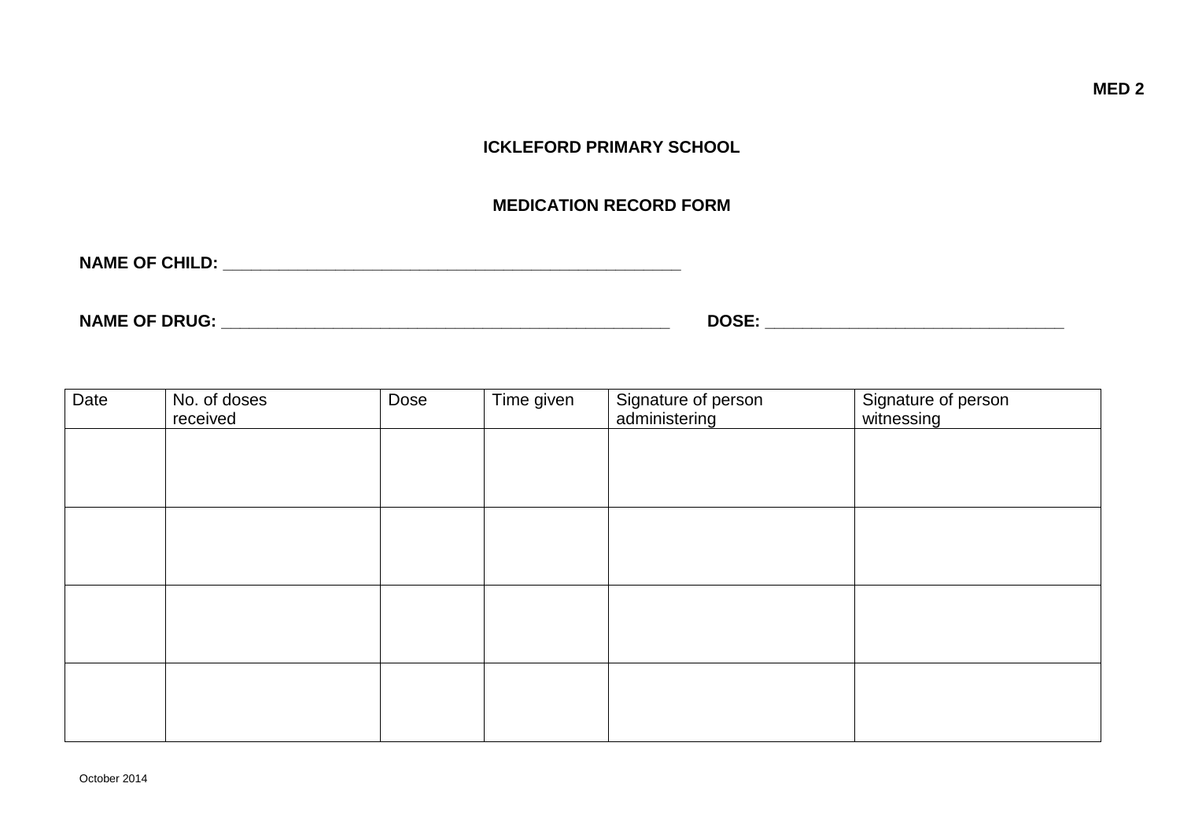MED 2

## ICKLEFORD PRIMARY SCHOOL

## MEDICATION RECORD FORM

**NAME OF CHILD:** ___________________________________________________

**NAME OF DRUG:** ___________________________________________________ **DOSE:** _________________________________

| Date | No. of doses received | Dose | Time given | Signature of person administering | Signature of person witnessing |
|---|---|---|---|---|---|
| | | | | | |
| | | | | | |
| | | | | | |
| | | | | | |

October 2014